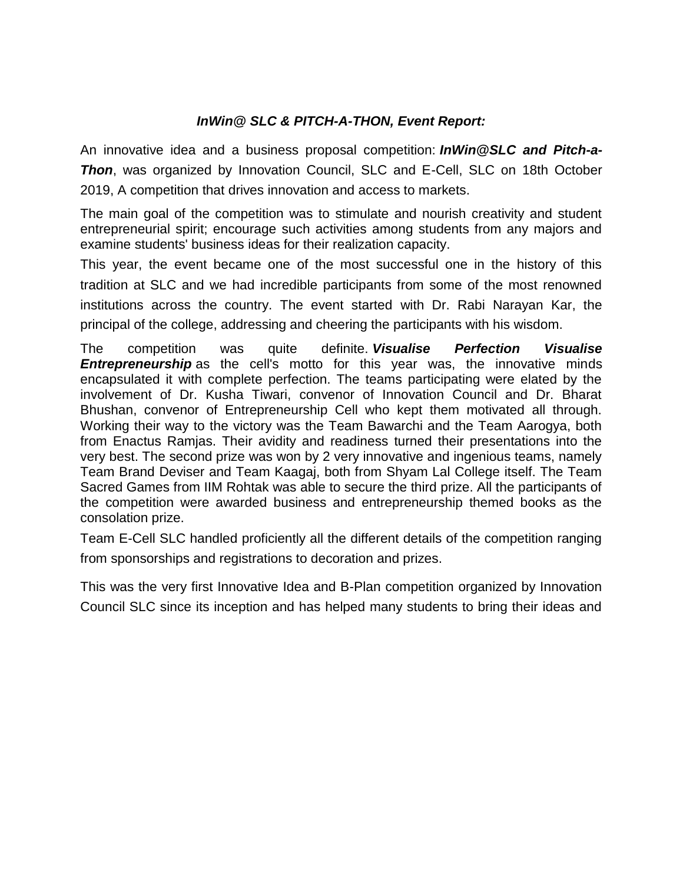***InWin@ SLC & PITCH-A-THON, Event Report:***

An innovative idea and a business proposal competition: ***InWin@SLC and Pitch-a-Thon***, was organized by Innovation Council, SLC and E-Cell, SLC on 18th October 2019, A competition that drives innovation and access to markets.

The main goal of the competition was to stimulate and nourish creativity and student entrepreneurial spirit; encourage such activities among students from any majors and examine students' business ideas for their realization capacity.

This year, the event became one of the most successful one in the history of this tradition at SLC and we had incredible participants from some of the most renowned institutions across the country. The event started with Dr. Rabi Narayan Kar, the principal of the college, addressing and cheering the participants with his wisdom.

The competition was quite definite. ***Visualise Perfection Visualise Entrepreneurship*** as the cell's motto for this year was, the innovative minds encapsulated it with complete perfection. The teams participating were elated by the involvement of Dr. Kusha Tiwari, convenor of Innovation Council and Dr. Bharat Bhushan, convenor of Entrepreneurship Cell who kept them motivated all through. Working their way to the victory was the Team Bawarchi and the Team Aarogya, both from Enactus Ramjas. Their avidity and readiness turned their presentations into the very best. The second prize was won by 2 very innovative and ingenious teams, namely Team Brand Deviser and Team Kaagaj, both from Shyam Lal College itself. The Team Sacred Games from IIM Rohtak was able to secure the third prize. All the participants of the competition were awarded business and entrepreneurship themed books as the consolation prize.

Team E-Cell SLC handled proficiently all the different details of the competition ranging from sponsorships and registrations to decoration and prizes.

This was the very first Innovative Idea and B-Plan competition organized by Innovation Council SLC since its inception and has helped many students to bring their ideas and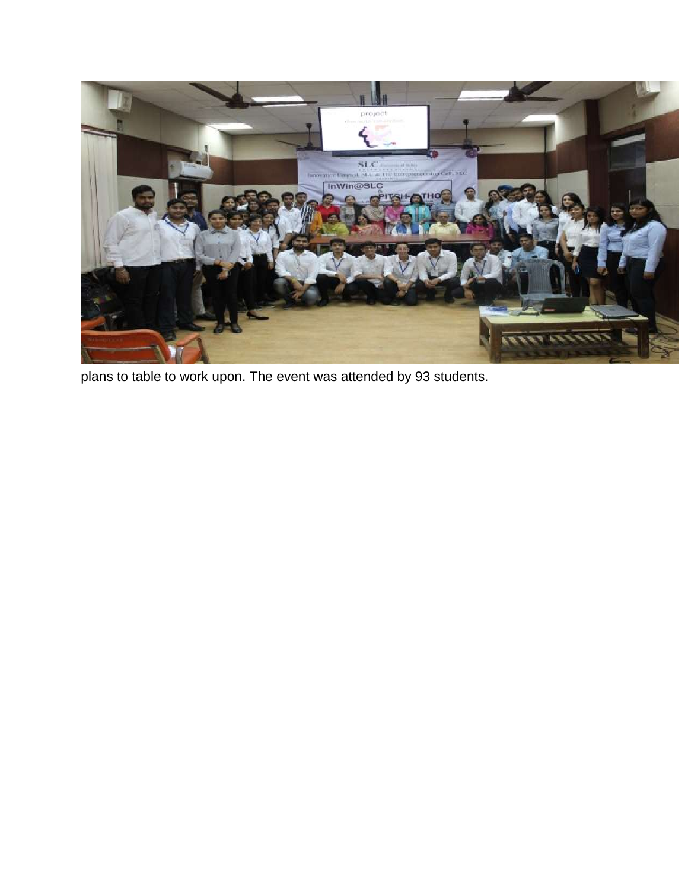plans to table to work upon. The event was attended by 93 students.